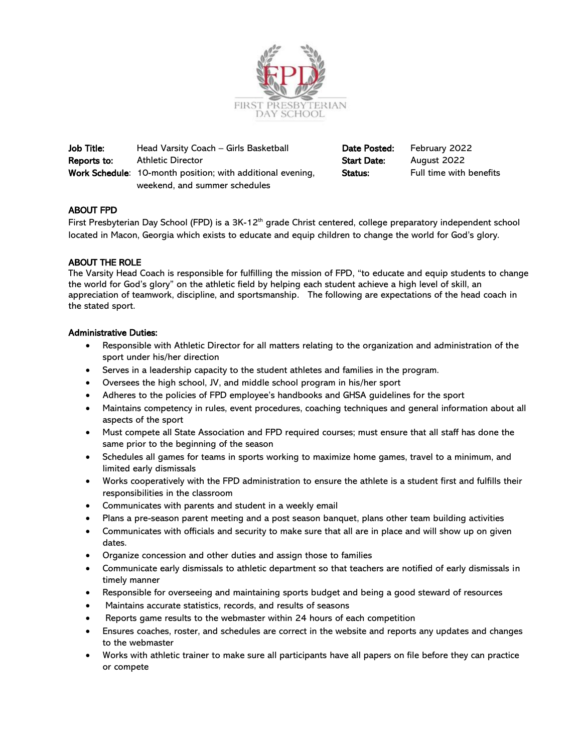FIRST PRESBYTERIAN DAY SCHOOL

| | | | |
|---|---|---|---|
| **Job Title:** | Head Varsity Coach – Girls Basketball | **Date Posted:** | February 2022 |
| **Reports to:** | Athletic Director | **Start Date:** | August 2022 |
| **Work Schedule:** | 10-month position; with additional evening, weekend, and summer schedules | **Status:** | Full time with benefits |

## ABOUT FPD

First Presbyterian Day School (FPD) is a 3K-12th grade Christ centered, college preparatory independent school located in Macon, Georgia which exists to educate and equip children to change the world for God's glory.

## ABOUT THE ROLE

The Varsity Head Coach is responsible for fulfilling the mission of FPD, "to educate and equip students to change the world for God's glory" on the athletic field by helping each student achieve a high level of skill, an appreciation of teamwork, discipline, and sportsmanship. The following are expectations of the head coach in the stated sport.

### Administrative Duties:

- Responsible with Athletic Director for all matters relating to the organization and administration of the sport under his/her direction
- Serves in a leadership capacity to the student athletes and families in the program.
- Oversees the high school, JV, and middle school program in his/her sport
- Adheres to the policies of FPD employee's handbooks and GHSA guidelines for the sport
- Maintains competency in rules, event procedures, coaching techniques and general information about all aspects of the sport
- Must compete all State Association and FPD required courses; must ensure that all staff has done the same prior to the beginning of the season
- Schedules all games for teams in sports working to maximize home games, travel to a minimum, and limited early dismissals
- Works cooperatively with the FPD administration to ensure the athlete is a student first and fulfills their responsibilities in the classroom
- Communicates with parents and student in a weekly email
- Plans a pre-season parent meeting and a post season banquet, plans other team building activities
- Communicates with officials and security to make sure that all are in place and will show up on given dates.
- Organize concession and other duties and assign those to families
- Communicate early dismissals to athletic department so that teachers are notified of early dismissals in timely manner
- Responsible for overseeing and maintaining sports budget and being a good steward of resources
- Maintains accurate statistics, records, and results of seasons
- Reports game results to the webmaster within 24 hours of each competition
- Ensures coaches, roster, and schedules are correct in the website and reports any updates and changes to the webmaster
- Works with athletic trainer to make sure all participants have all papers on file before they can practice or compete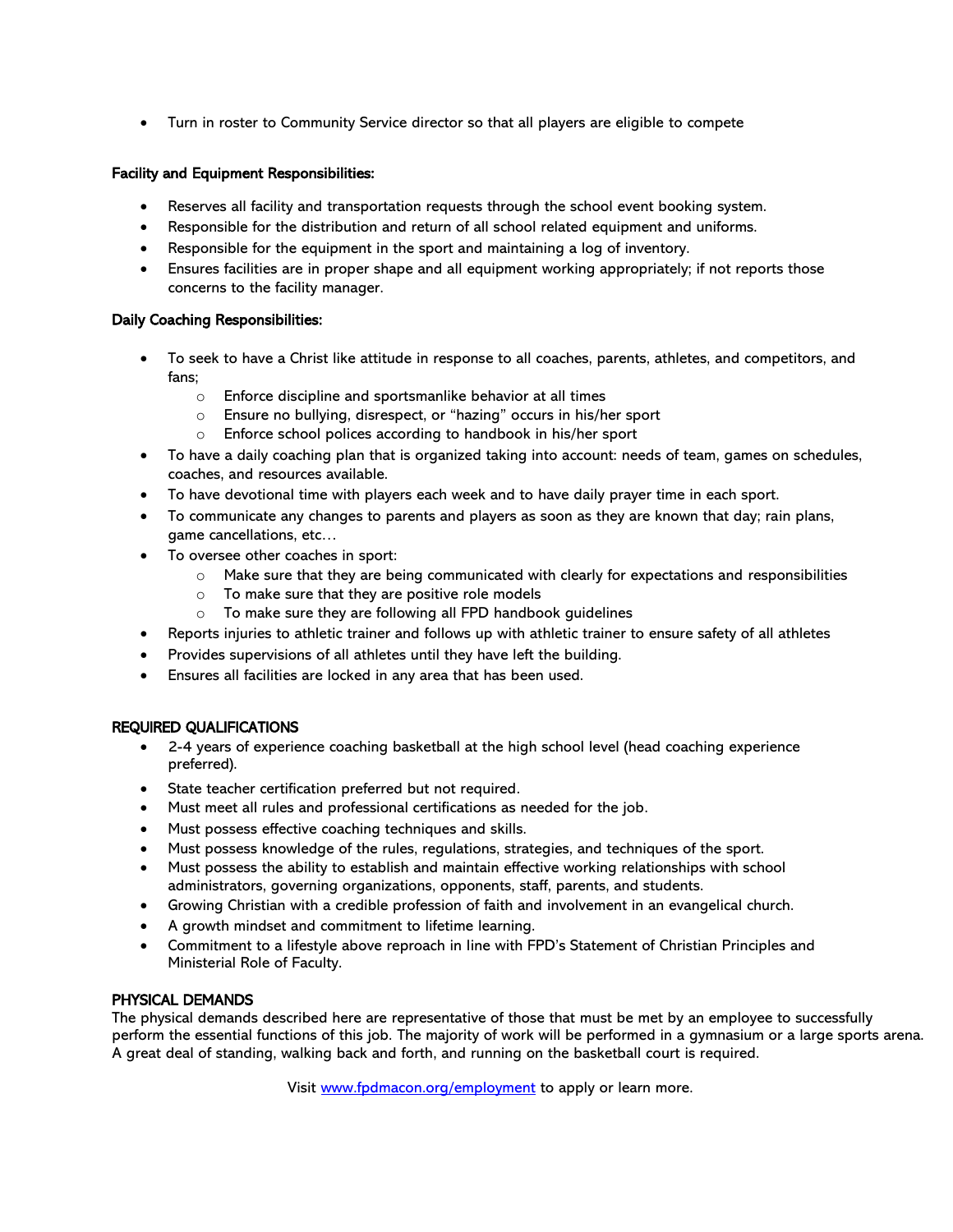- Turn in roster to Community Service director so that all players are eligible to compete

**Facility and Equipment Responsibilities:**

- Reserves all facility and transportation requests through the school event booking system.
- Responsible for the distribution and return of all school related equipment and uniforms.
- Responsible for the equipment in the sport and maintaining a log of inventory.
- Ensures facilities are in proper shape and all equipment working appropriately; if not reports those concerns to the facility manager.

**Daily Coaching Responsibilities:**

- To seek to have a Christ like attitude in response to all coaches, parents, athletes, and competitors, and fans;
  - Enforce discipline and sportsmanlike behavior at all times
  - Ensure no bullying, disrespect, or "hazing" occurs in his/her sport
  - Enforce school polices according to handbook in his/her sport
- To have a daily coaching plan that is organized taking into account: needs of team, games on schedules, coaches, and resources available.
- To have devotional time with players each week and to have daily prayer time in each sport.
- To communicate any changes to parents and players as soon as they are known that day; rain plans, game cancellations, etc…
- To oversee other coaches in sport:
  - Make sure that they are being communicated with clearly for expectations and responsibilities
  - To make sure that they are positive role models
  - To make sure they are following all FPD handbook guidelines
- Reports injuries to athletic trainer and follows up with athletic trainer to ensure safety of all athletes
- Provides supervisions of all athletes until they have left the building.
- Ensures all facilities are locked in any area that has been used.

**REQUIRED QUALIFICATIONS**

- 2-4 years of experience coaching basketball at the high school level (head coaching experience preferred).
- State teacher certification preferred but not required.
- Must meet all rules and professional certifications as needed for the job.
- Must possess effective coaching techniques and skills.
- Must possess knowledge of the rules, regulations, strategies, and techniques of the sport.
- Must possess the ability to establish and maintain effective working relationships with school administrators, governing organizations, opponents, staff, parents, and students.
- Growing Christian with a credible profession of faith and involvement in an evangelical church.
- A growth mindset and commitment to lifetime learning.
- Commitment to a lifestyle above reproach in line with FPD's Statement of Christian Principles and Ministerial Role of Faculty.

**PHYSICAL DEMANDS**

The physical demands described here are representative of those that must be met by an employee to successfully perform the essential functions of this job. The majority of work will be performed in a gymnasium or a large sports arena. A great deal of standing, walking back and forth, and running on the basketball court is required.

Visit [www.fpdmacon.org/employment](www.fpdmacon.org/employment) to apply or learn more.